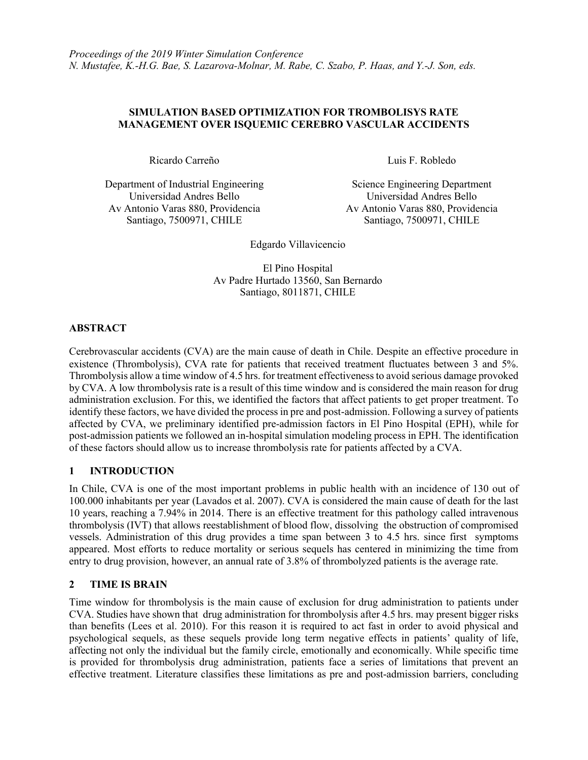*Proceedings of the 2019 Winter Simulation Conference*
*N. Mustafee, K.-H.G. Bae, S. Lazarova-Molnar, M. Rabe, C. Szabo, P. Haas, and Y.-J. Son, eds.*

# SIMULATION BASED OPTIMIZATION FOR TROMBOLISYS RATE MANAGEMENT OVER ISQUEMIC CEREBRO VASCULAR ACCIDENTS

Ricardo Carreño

Department of Industrial Engineering
Universidad Andres Bello
Av Antonio Varas 880, Providencia
Santiago, 7500971, CHILE

Luis F. Robledo

Science Engineering Department
Universidad Andres Bello
Av Antonio Varas 880, Providencia
Santiago, 7500971, CHILE

Edgardo Villavicencio

El Pino Hospital
Av Padre Hurtado 13560, San Bernardo
Santiago, 8011871, CHILE

## ABSTRACT

Cerebrovascular accidents (CVA) are the main cause of death in Chile. Despite an effective procedure in existence (Thrombolysis), CVA rate for patients that received treatment fluctuates between 3 and 5%. Thrombolysis allow a time window of 4.5 hrs. for treatment effectiveness to avoid serious damage provoked by CVA. A low thrombolysis rate is a result of this time window and is considered the main reason for drug administration exclusion. For this, we identified the factors that affect patients to get proper treatment. To identify these factors, we have divided the process in pre and post-admission. Following a survey of patients affected by CVA, we preliminary identified pre-admission factors in El Pino Hospital (EPH), while for post-admission patients we followed an in-hospital simulation modeling process in EPH. The identification of these factors should allow us to increase thrombolysis rate for patients affected by a CVA.

## 1 INTRODUCTION

In Chile, CVA is one of the most important problems in public health with an incidence of 130 out of 100.000 inhabitants per year (Lavados et al. 2007). CVA is considered the main cause of death for the last 10 years, reaching a 7.94% in 2014. There is an effective treatment for this pathology called intravenous thrombolysis (IVT) that allows reestablishment of blood flow, dissolving the obstruction of compromised vessels. Administration of this drug provides a time span between 3 to 4.5 hrs. since first symptoms appeared. Most efforts to reduce mortality or serious sequels has centered in minimizing the time from entry to drug provision, however, an annual rate of 3.8% of thrombolyzed patients is the average rate.

## 2 TIME IS BRAIN

Time window for thrombolysis is the main cause of exclusion for drug administration to patients under CVA. Studies have shown that drug administration for thrombolysis after 4.5 hrs. may present bigger risks than benefits (Lees et al. 2010). For this reason it is required to act fast in order to avoid physical and psychological sequels, as these sequels provide long term negative effects in patients' quality of life, affecting not only the individual but the family circle, emotionally and economically. While specific time is provided for thrombolysis drug administration, patients face a series of limitations that prevent an effective treatment. Literature classifies these limitations as pre and post-admission barriers, concluding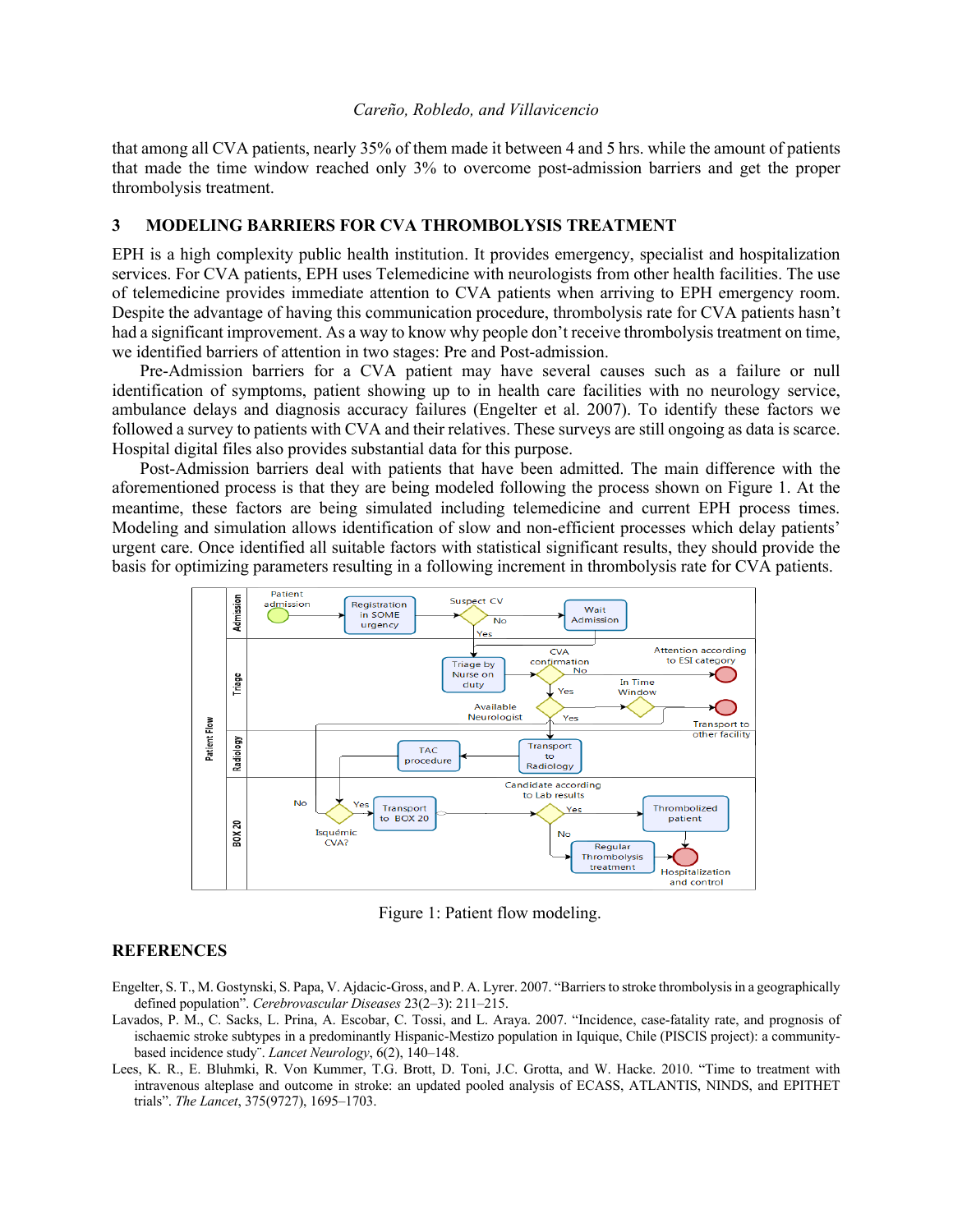that among all CVA patients, nearly 35% of them made it between 4 and 5 hrs. while the amount of patients that made the time window reached only 3% to overcome post-admission barriers and get the proper thrombolysis treatment.

## 3 MODELING BARRIERS FOR CVA THROMBOLYSIS TREATMENT

EPH is a high complexity public health institution. It provides emergency, specialist and hospitalization services. For CVA patients, EPH uses Telemedicine with neurologists from other health facilities. The use of telemedicine provides immediate attention to CVA patients when arriving to EPH emergency room. Despite the advantage of having this communication procedure, thrombolysis rate for CVA patients hasn't had a significant improvement. As a way to know why people don't receive thrombolysis treatment on time, we identified barriers of attention in two stages: Pre and Post-admission.

Pre-Admission barriers for a CVA patient may have several causes such as a failure or null identification of symptoms, patient showing up to in health care facilities with no neurology service, ambulance delays and diagnosis accuracy failures (Engelter et al. 2007). To identify these factors we followed a survey to patients with CVA and their relatives. These surveys are still ongoing as data is scarce. Hospital digital files also provides substantial data for this purpose.

Post-Admission barriers deal with patients that have been admitted. The main difference with the aforementioned process is that they are being modeled following the process shown on Figure 1. At the meantime, these factors are being simulated including telemedicine and current EPH process times. Modeling and simulation allows identification of slow and non-efficient processes which delay patients' urgent care. Once identified all suitable factors with statistical significant results, they should provide the basis for optimizing parameters resulting in a following increment in thrombolysis rate for CVA patients.

Patient Flow
Admission
Triage
Radiology
BOX 20
Patient admission
Registration in SOME urgency
Suspect CV
No
Yes
Wait Admission
Triage by Nurse on duty
CVA confirmation
No
Yes
Attention according to ESI category
In Time Window
Available Neurologist
Yes
Transport to other facility
TAC procedure
Transport to Radiology
Candidate according to Lab results
No
Yes
Isquémic CVA?
Transport to BOX 20
Yes
No
Thrombolized patient
Regular Thrombolysis treatment
Hospitalization and control

Figure 1: Patient flow modeling.

## REFERENCES

Engelter, S. T., M. Gostynski, S. Papa, V. Ajdacic-Gross, and P. A. Lyrer. 2007. "Barriers to stroke thrombolysis in a geographically defined population". *Cerebrovascular Diseases* 23(2–3): 211–215.

Lavados, P. M., C. Sacks, L. Prina, A. Escobar, C. Tossi, and L. Araya. 2007. "Incidence, case-fatality rate, and prognosis of ischaemic stroke subtypes in a predominantly Hispanic-Mestizo population in Iquique, Chile (PISCIS project): a community-based incidence study¨. *Lancet Neurology*, 6(2), 140–148.

Lees, K. R., E. Bluhmki, R. Von Kummer, T.G. Brott, D. Toni, J.C. Grotta, and W. Hacke. 2010. "Time to treatment with intravenous alteplase and outcome in stroke: an updated pooled analysis of ECASS, ATLANTIS, NINDS, and EPITHET trials". *The Lancet*, 375(9727), 1695–1703.